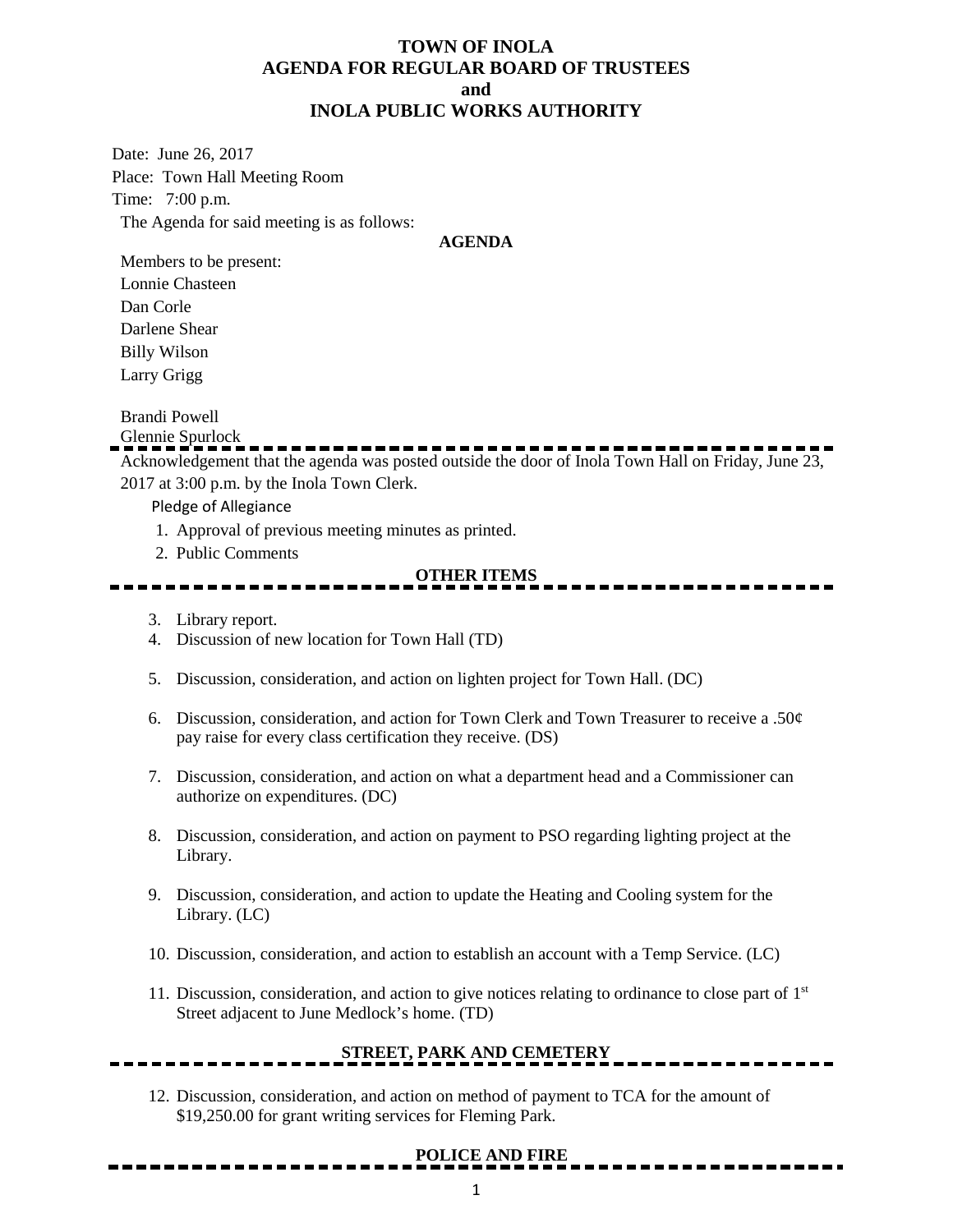**TOWN OF INOLA**
**AGENDA FOR REGULAR BOARD OF TRUSTEES**
**and**
**INOLA PUBLIC WORKS AUTHORITY**

Date: June 26, 2017
Place: Town Hall Meeting Room
Time: 7:00 p.m.

The Agenda for said meeting is as follows:

**AGENDA**

Members to be present:
Lonnie Chasteen
Dan Corle
Darlene Shear
Billy Wilson
Larry Grigg

Brandi Powell
Glennie Spurlock

---

Acknowledgement that the agenda was posted outside the door of Inola Town Hall on Friday, June 23, 2017 at 3:00 p.m. by the Inola Town Clerk.

Pledge of Allegiance

1. Approval of previous meeting minutes as printed.
2. Public Comments

**OTHER ITEMS**

---

3. Library report.
4. Discussion of new location for Town Hall (TD)
5. Discussion, consideration, and action on lighten project for Town Hall. (DC)
6. Discussion, consideration, and action for Town Clerk and Town Treasurer to receive a .50¢ pay raise for every class certification they receive. (DS)
7. Discussion, consideration, and action on what a department head and a Commissioner can authorize on expenditures. (DC)
8. Discussion, consideration, and action on payment to PSO regarding lighting project at the Library.
9. Discussion, consideration, and action to update the Heating and Cooling system for the Library. (LC)
10. Discussion, consideration, and action to establish an account with a Temp Service. (LC)
11. Discussion, consideration, and action to give notices relating to ordinance to close part of 1st Street adjacent to June Medlock's home. (TD)

**STREET, PARK AND CEMETERY**

---

12. Discussion, consideration, and action on method of payment to TCA for the amount of $19,250.00 for grant writing services for Fleming Park.

**POLICE AND FIRE**

---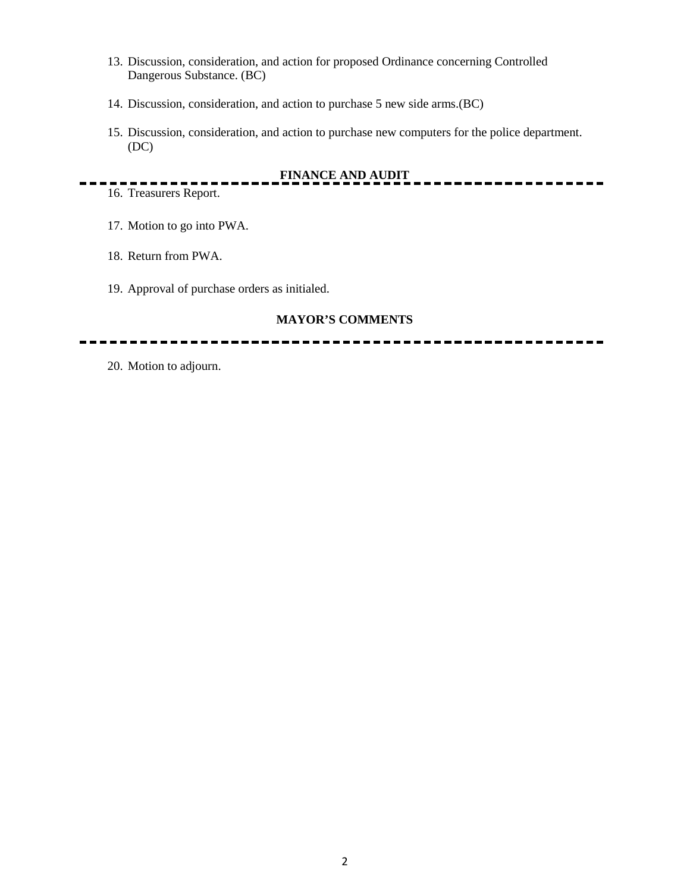13. Discussion, consideration, and action for proposed Ordinance concerning Controlled Dangerous Substance. (BC)

14. Discussion, consideration, and action to purchase 5 new side arms.(BC)

15. Discussion, consideration, and action to purchase new computers for the police department. (DC)

## FINANCE AND AUDIT

16. Treasurers Report.

17. Motion to go into PWA.

18. Return from PWA.

19. Approval of purchase orders as initialed.

## MAYOR'S COMMENTS

20. Motion to adjourn.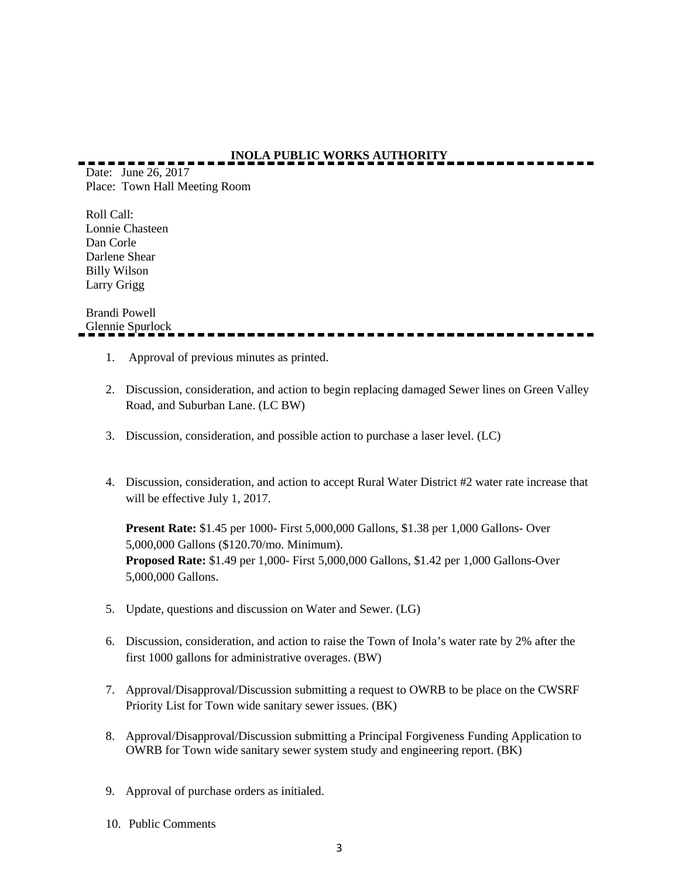**INOLA PUBLIC WORKS AUTHORITY**

Date: June 26, 2017
Place: Town Hall Meeting Room

Roll Call:
Lonnie Chasteen
Dan Corle
Darlene Shear
Billy Wilson
Larry Grigg

Brandi Powell
Glennie Spurlock

1. Approval of previous minutes as printed.

2. Discussion, consideration, and action to begin replacing damaged Sewer lines on Green Valley Road, and Suburban Lane. (LC BW)

3. Discussion, consideration, and possible action to purchase a laser level. (LC)

4. Discussion, consideration, and action to accept Rural Water District #2 water rate increase that will be effective July 1, 2017.

   **Present Rate:** $1.45 per 1000- First 5,000,000 Gallons, $1.38 per 1,000 Gallons- Over 5,000,000 Gallons ($120.70/mo. Minimum).
   **Proposed Rate:** $1.49 per 1,000- First 5,000,000 Gallons, $1.42 per 1,000 Gallons-Over 5,000,000 Gallons.

5. Update, questions and discussion on Water and Sewer. (LG)

6. Discussion, consideration, and action to raise the Town of Inola's water rate by 2% after the first 1000 gallons for administrative overages. (BW)

7. Approval/Disapproval/Discussion submitting a request to OWRB to be place on the CWSRF Priority List for Town wide sanitary sewer issues. (BK)

8. Approval/Disapproval/Discussion submitting a Principal Forgiveness Funding Application to OWRB for Town wide sanitary sewer system study and engineering report. (BK)

9. Approval of purchase orders as initialed.

10. Public Comments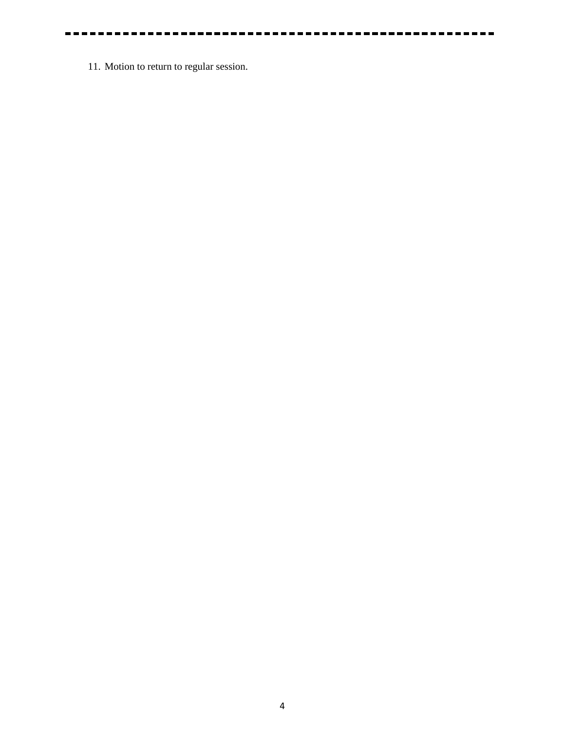11. Motion to return to regular session.